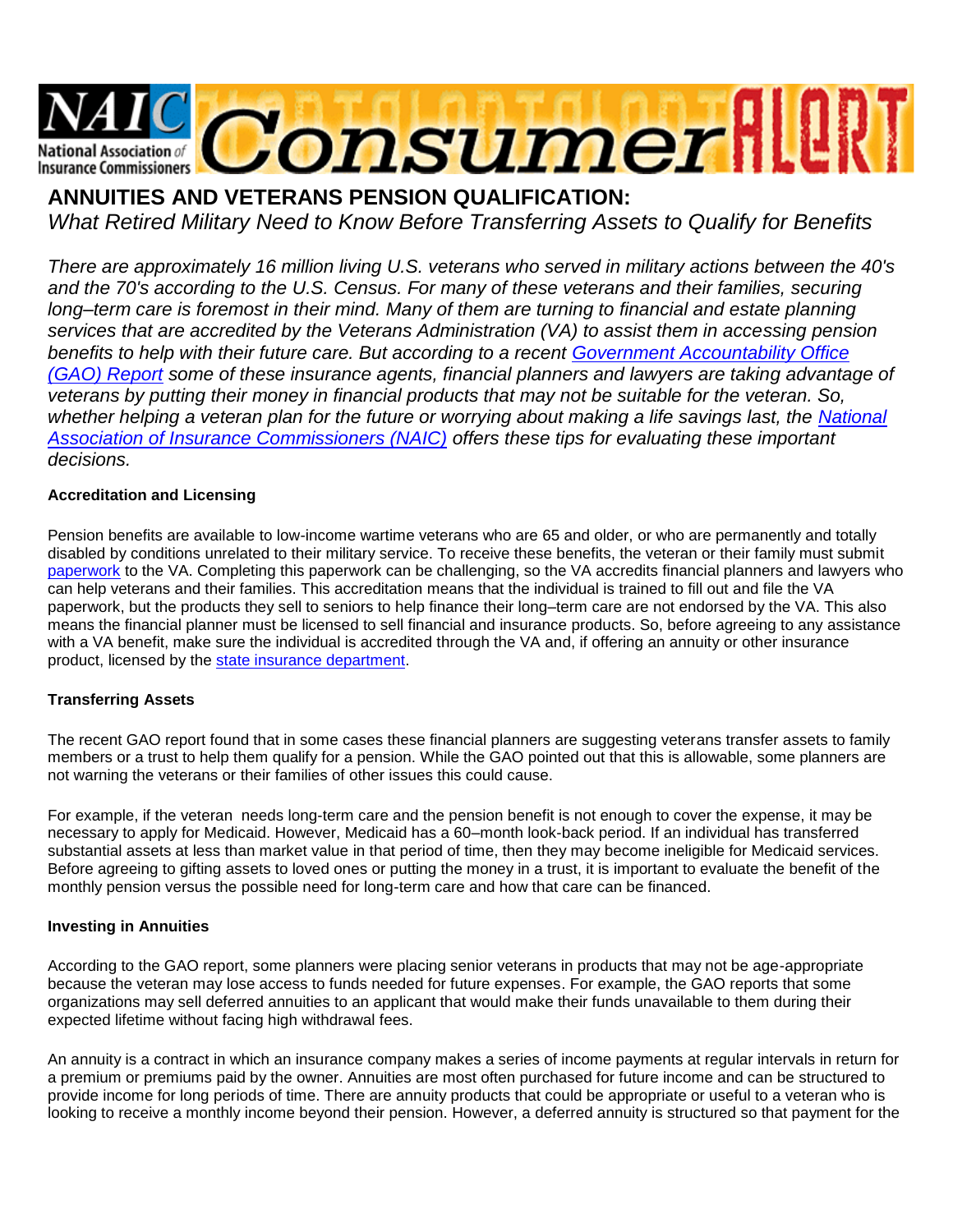NAIC National Association of Insurance Commissioners Consumer ALERT

# ANNUITIES AND VETERANS PENSION QUALIFICATION:

*What Retired Military Need to Know Before Transferring Assets to Qualify for Benefits*

*There are approximately 16 million living U.S. veterans who served in military actions between the 40's and the 70's according to the U.S. Census. For many of these veterans and their families, securing long–term care is foremost in their mind. Many of them are turning to financial and estate planning services that are accredited by the Veterans Administration (VA) to assist them in accessing pension benefits to help with their future care. But according to a recent Government Accountability Office (GAO) Report some of these insurance agents, financial planners and lawyers are taking advantage of veterans by putting their money in financial products that may not be suitable for the veteran. So, whether helping a veteran plan for the future or worrying about making a life savings last, the National Association of Insurance Commissioners (NAIC) offers these tips for evaluating these important decisions.*

**Accreditation and Licensing**

Pension benefits are available to low-income wartime veterans who are 65 and older, or who are permanently and totally disabled by conditions unrelated to their military service. To receive these benefits, the veteran or their family must submit paperwork to the VA. Completing this paperwork can be challenging, so the VA accredits financial planners and lawyers who can help veterans and their families. This accreditation means that the individual is trained to fill out and file the VA paperwork, but the products they sell to seniors to help finance their long–term care are not endorsed by the VA. This also means the financial planner must be licensed to sell financial and insurance products. So, before agreeing to any assistance with a VA benefit, make sure the individual is accredited through the VA and, if offering an annuity or other insurance product, licensed by the state insurance department.

**Transferring Assets**

The recent GAO report found that in some cases these financial planners are suggesting veterans transfer assets to family members or a trust to help them qualify for a pension. While the GAO pointed out that this is allowable, some planners are not warning the veterans or their families of other issues this could cause.

For example, if the veteran needs long-term care and the pension benefit is not enough to cover the expense, it may be necessary to apply for Medicaid. However, Medicaid has a 60–month look-back period. If an individual has transferred substantial assets at less than market value in that period of time, then they may become ineligible for Medicaid services. Before agreeing to gifting assets to loved ones or putting the money in a trust, it is important to evaluate the benefit of the monthly pension versus the possible need for long-term care and how that care can be financed.

**Investing in Annuities**

According to the GAO report, some planners were placing senior veterans in products that may not be age-appropriate because the veteran may lose access to funds needed for future expenses. For example, the GAO reports that some organizations may sell deferred annuities to an applicant that would make their funds unavailable to them during their expected lifetime without facing high withdrawal fees.

An annuity is a contract in which an insurance company makes a series of income payments at regular intervals in return for a premium or premiums paid by the owner. Annuities are most often purchased for future income and can be structured to provide income for long periods of time. There are annuity products that could be appropriate or useful to a veteran who is looking to receive a monthly income beyond their pension. However, a deferred annuity is structured so that payment for the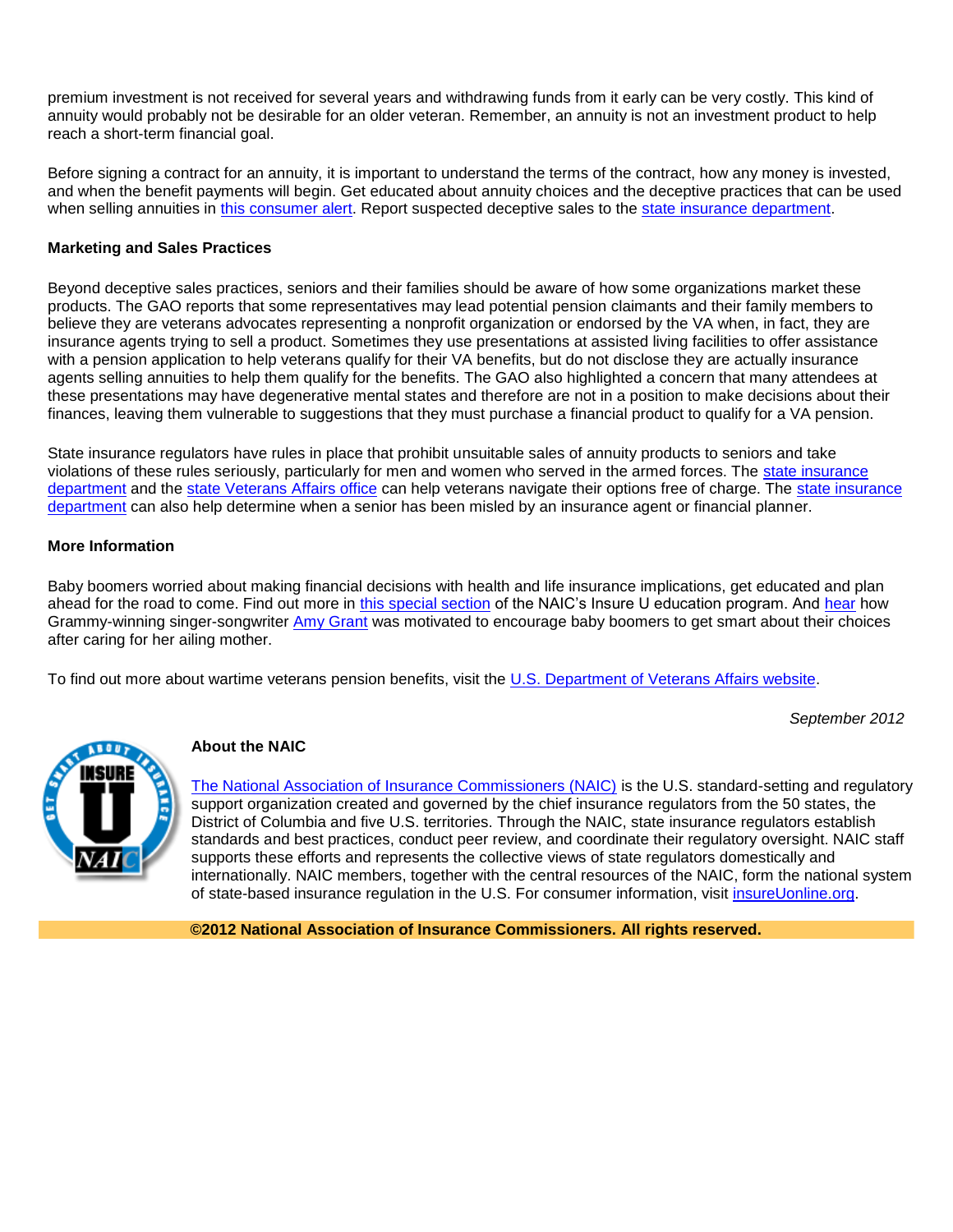premium investment is not received for several years and withdrawing funds from it early can be very costly. This kind of annuity would probably not be desirable for an older veteran. Remember, an annuity is not an investment product to help reach a short-term financial goal.

Before signing a contract for an annuity, it is important to understand the terms of the contract, how any money is invested, and when the benefit payments will begin. Get educated about annuity choices and the deceptive practices that can be used when selling annuities in this consumer alert. Report suspected deceptive sales to the state insurance department.

**Marketing and Sales Practices**

Beyond deceptive sales practices, seniors and their families should be aware of how some organizations market these products. The GAO reports that some representatives may lead potential pension claimants and their family members to believe they are veterans advocates representing a nonprofit organization or endorsed by the VA when, in fact, they are insurance agents trying to sell a product. Sometimes they use presentations at assisted living facilities to offer assistance with a pension application to help veterans qualify for their VA benefits, but do not disclose they are actually insurance agents selling annuities to help them qualify for the benefits. The GAO also highlighted a concern that many attendees at these presentations may have degenerative mental states and therefore are not in a position to make decisions about their finances, leaving them vulnerable to suggestions that they must purchase a financial product to qualify for a VA pension.

State insurance regulators have rules in place that prohibit unsuitable sales of annuity products to seniors and take violations of these rules seriously, particularly for men and women who served in the armed forces. The state insurance department and the state Veterans Affairs office can help veterans navigate their options free of charge. The state insurance department can also help determine when a senior has been misled by an insurance agent or financial planner.

**More Information**

Baby boomers worried about making financial decisions with health and life insurance implications, get educated and plan ahead for the road to come. Find out more in this special section of the NAIC's Insure U education program. And hear how Grammy-winning singer-songwriter Amy Grant was motivated to encourage baby boomers to get smart about their choices after caring for her ailing mother.

To find out more about wartime veterans pension benefits, visit the U.S. Department of Veterans Affairs website.

*September 2012*

**About the NAIC**

The National Association of Insurance Commissioners (NAIC) is the U.S. standard-setting and regulatory support organization created and governed by the chief insurance regulators from the 50 states, the District of Columbia and five U.S. territories. Through the NAIC, state insurance regulators establish standards and best practices, conduct peer review, and coordinate their regulatory oversight. NAIC staff supports these efforts and represents the collective views of state regulators domestically and internationally. NAIC members, together with the central resources of the NAIC, form the national system of state-based insurance regulation in the U.S. For consumer information, visit insureUonline.org.

**©2012 National Association of Insurance Commissioners. All rights reserved.**